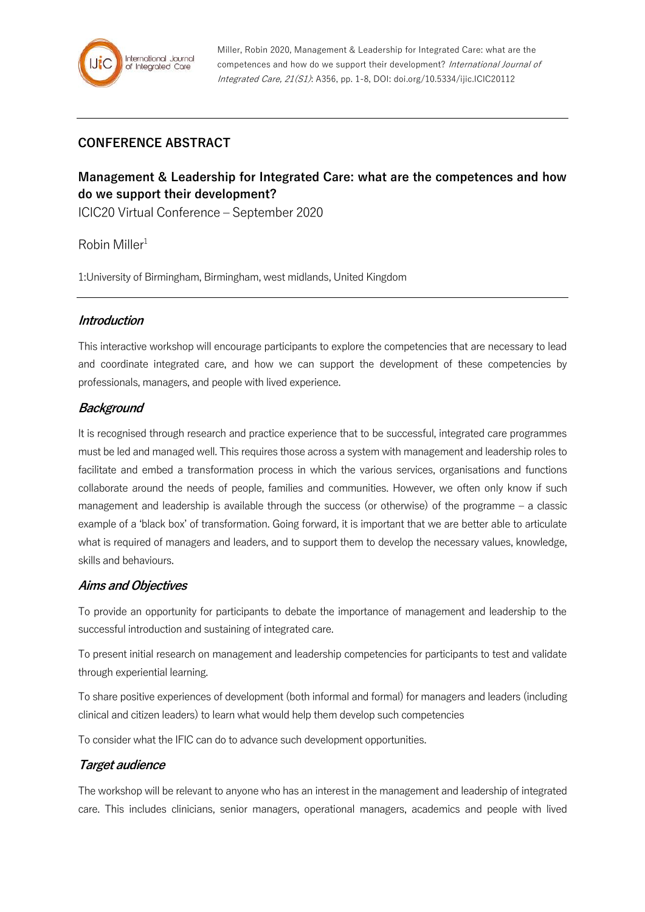Miller, Robin 2020, Management & Leadership for Integrated Care: what are the competences and how do we support their development? *International Journal of Integrated Care, 21(S1)*: A356, pp. 1-8, DOI: doi.org/10.5334/ijic.ICIC20112

## CONFERENCE ABSTRACT

# Management & Leadership for Integrated Care: what are the competences and how do we support their development?

ICIC20 Virtual Conference – September 2020

Robin Miller[1]

1:University of Birmingham, Birmingham, west midlands, United Kingdom

### *Introduction*

This interactive workshop will encourage participants to explore the competencies that are necessary to lead and coordinate integrated care, and how we can support the development of these competencies by professionals, managers, and people with lived experience.

### *Background*

It is recognised through research and practice experience that to be successful, integrated care programmes must be led and managed well. This requires those across a system with management and leadership roles to facilitate and embed a transformation process in which the various services, organisations and functions collaborate around the needs of people, families and communities. However, we often only know if such management and leadership is available through the success (or otherwise) of the programme – a classic example of a 'black box' of transformation. Going forward, it is important that we are better able to articulate what is required of managers and leaders, and to support them to develop the necessary values, knowledge, skills and behaviours.

### *Aims and Objectives*

To provide an opportunity for participants to debate the importance of management and leadership to the successful introduction and sustaining of integrated care.

To present initial research on management and leadership competencies for participants to test and validate through experiential learning.

To share positive experiences of development (both informal and formal) for managers and leaders (including clinical and citizen leaders) to learn what would help them develop such competencies

To consider what the IFIC can do to advance such development opportunities.

### *Target audience*

The workshop will be relevant to anyone who has an interest in the management and leadership of integrated care. This includes clinicians, senior managers, operational managers, academics and people with lived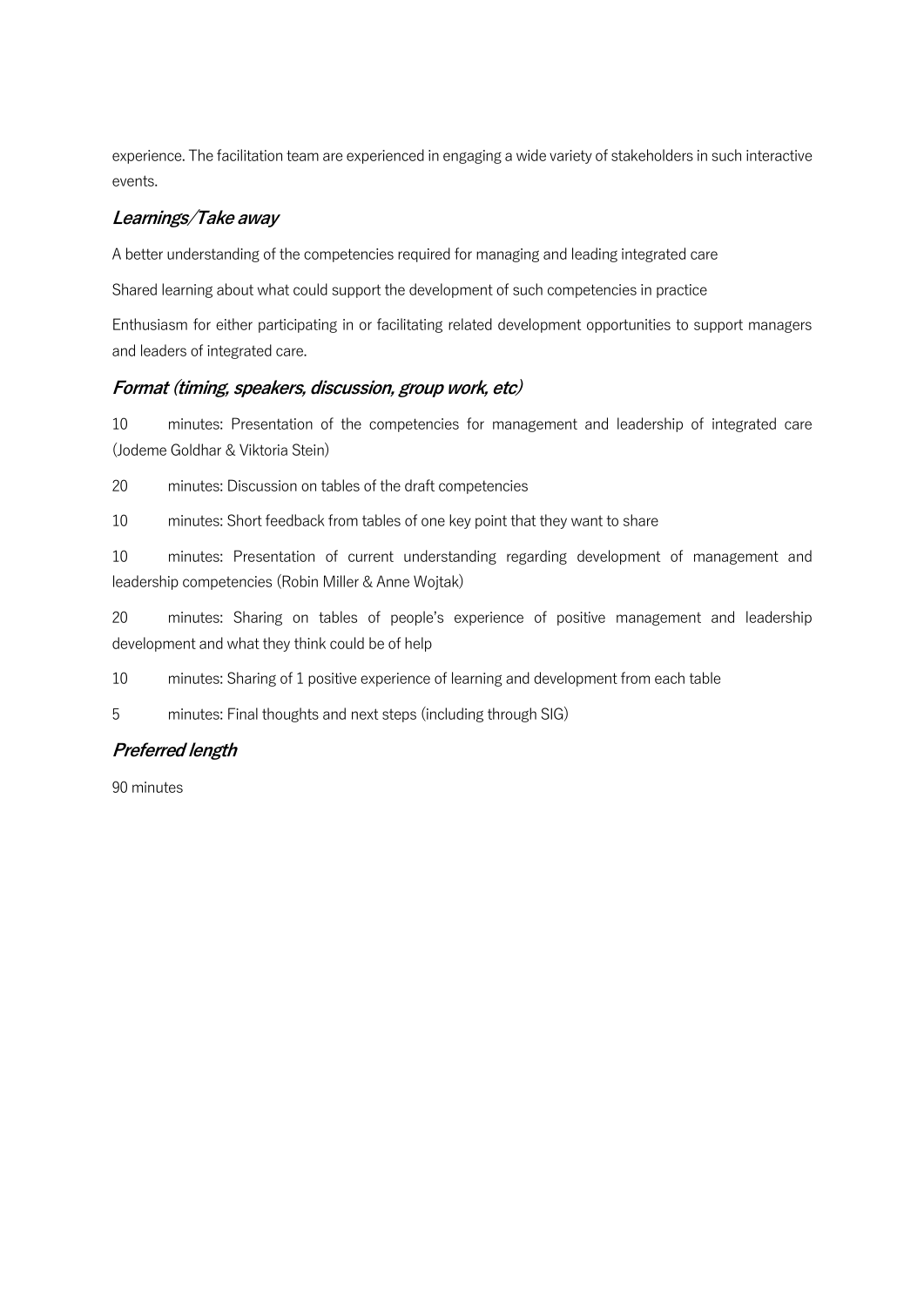experience. The facilitation team are experienced in engaging a wide variety of stakeholders in such interactive events.

### *Learnings/Take away*

A better understanding of the competencies required for managing and leading integrated care

Shared learning about what could support the development of such competencies in practice

Enthusiasm for either participating in or facilitating related development opportunities to support managers and leaders of integrated care.

### *Format (timing, speakers, discussion, group work, etc)*

10 minutes: Presentation of the competencies for management and leadership of integrated care (Jodeme Goldhar & Viktoria Stein)

20 minutes: Discussion on tables of the draft competencies

10 minutes: Short feedback from tables of one key point that they want to share

10 minutes: Presentation of current understanding regarding development of management and leadership competencies (Robin Miller & Anne Wojtak)

20 minutes: Sharing on tables of people's experience of positive management and leadership development and what they think could be of help

10 minutes: Sharing of 1 positive experience of learning and development from each table

5 minutes: Final thoughts and next steps (including through SIG)

### *Preferred length*

90 minutes